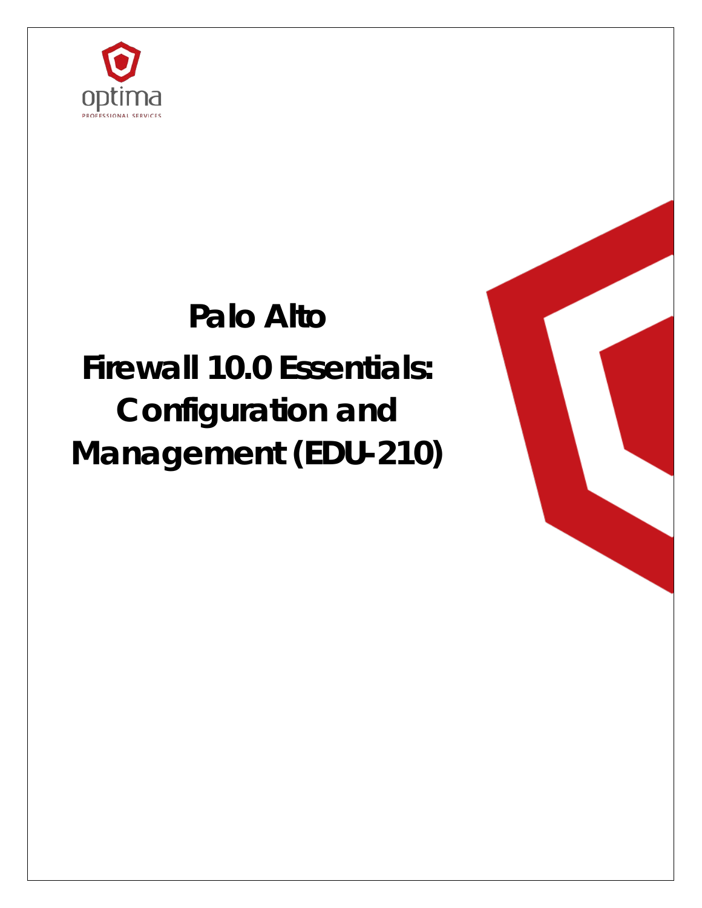optima

PROFESSIONAL SERVICES

# Palo Alto Firewall 10.0 Essentials: Configuration and Management (EDU-210)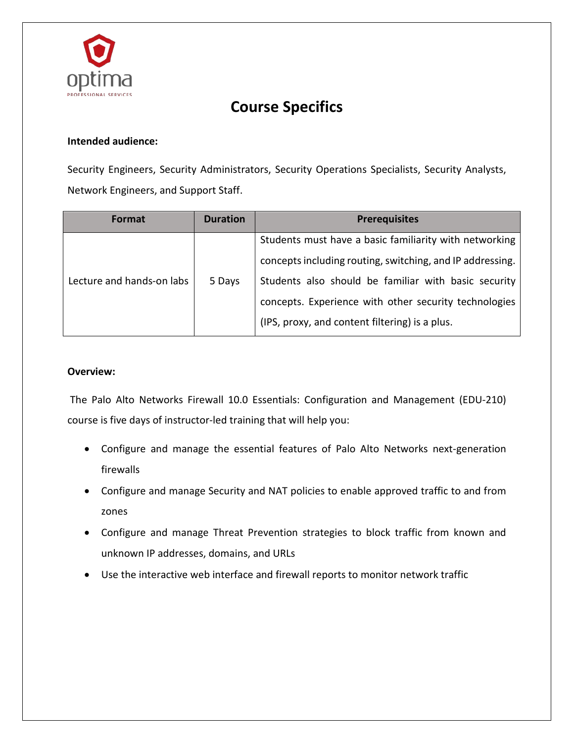# Course Specifics

**Intended audience:**

Security Engineers, Security Administrators, Security Operations Specialists, Security Analysts, Network Engineers, and Support Staff.

| Format | Duration | Prerequisites |
|---|---|---|
| Lecture and hands-on labs | 5 Days | Students must have a basic familiarity with networking concepts including routing, switching, and IP addressing. Students also should be familiar with basic security concepts. Experience with other security technologies (IPS, proxy, and content filtering) is a plus. |

**Overview:**

The Palo Alto Networks Firewall 10.0 Essentials: Configuration and Management (EDU-210) course is five days of instructor-led training that will help you:

- Configure and manage the essential features of Palo Alto Networks next-generation firewalls
- Configure and manage Security and NAT policies to enable approved traffic to and from zones
- Configure and manage Threat Prevention strategies to block traffic from known and unknown IP addresses, domains, and URLs
- Use the interactive web interface and firewall reports to monitor network traffic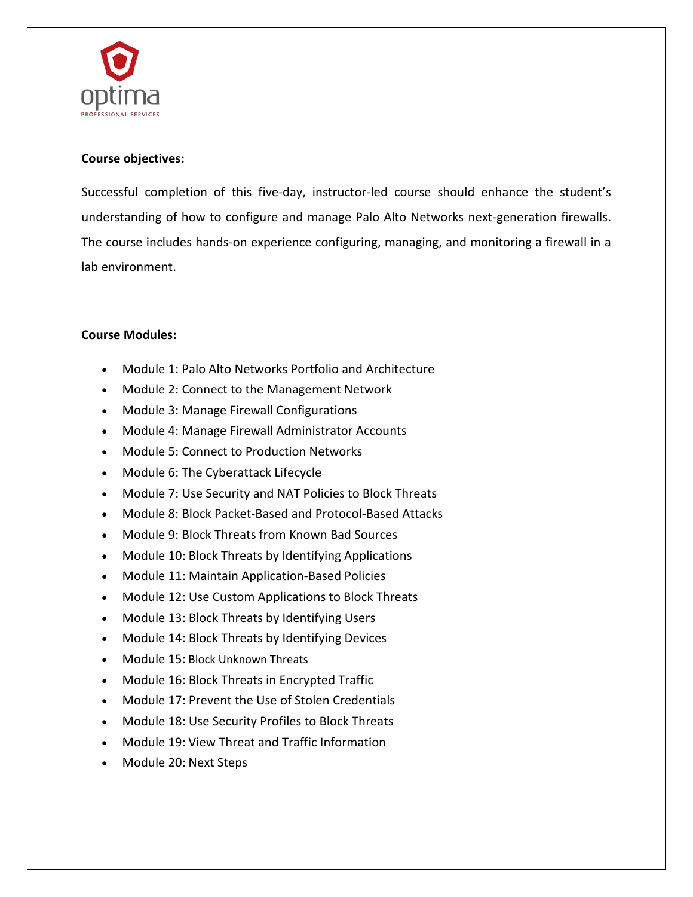**Course objectives:**

Successful completion of this five-day, instructor-led course should enhance the student's understanding of how to configure and manage Palo Alto Networks next-generation firewalls. The course includes hands-on experience configuring, managing, and monitoring a firewall in a lab environment.

**Course Modules:**

- Module 1: Palo Alto Networks Portfolio and Architecture
- Module 2: Connect to the Management Network
- Module 3: Manage Firewall Configurations
- Module 4: Manage Firewall Administrator Accounts
- Module 5: Connect to Production Networks
- Module 6: The Cyberattack Lifecycle
- Module 7: Use Security and NAT Policies to Block Threats
- Module 8: Block Packet-Based and Protocol-Based Attacks
- Module 9: Block Threats from Known Bad Sources
- Module 10: Block Threats by Identifying Applications
- Module 11: Maintain Application-Based Policies
- Module 12: Use Custom Applications to Block Threats
- Module 13: Block Threats by Identifying Users
- Module 14: Block Threats by Identifying Devices
- Module 15: Block Unknown Threats
- Module 16: Block Threats in Encrypted Traffic
- Module 17: Prevent the Use of Stolen Credentials
- Module 18: Use Security Profiles to Block Threats
- Module 19: View Threat and Traffic Information
- Module 20: Next Steps